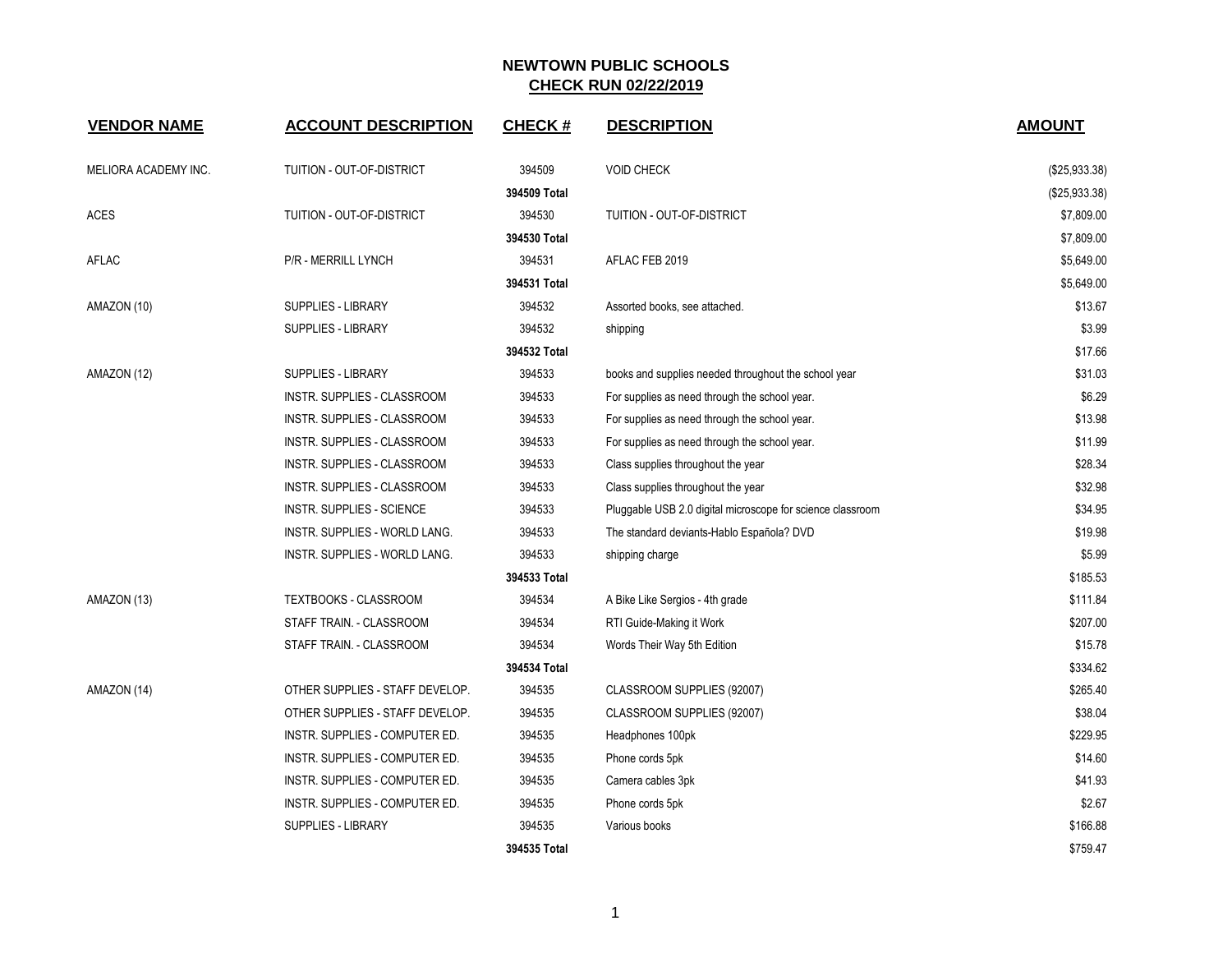# NEWTOWN PUBLIC SCHOOLS
## CHECK RUN 02/22/2019

| VENDOR NAME | ACCOUNT DESCRIPTION | CHECK # | DESCRIPTION | AMOUNT |
|---|---|---|---|---|
| MELIORA ACADEMY INC. | TUITION - OUT-OF-DISTRICT | 394509 | VOID CHECK | ($25,933.38) |
| | | **394509 Total** | | ($25,933.38) |
| ACES | TUITION - OUT-OF-DISTRICT | 394530 | TUITION - OUT-OF-DISTRICT | $7,809.00 |
| | | **394530 Total** | | $7,809.00 |
| AFLAC | P/R - MERRILL LYNCH | 394531 | AFLAC FEB 2019 | $5,649.00 |
| | | **394531 Total** | | $5,649.00 |
| AMAZON (10) | SUPPLIES - LIBRARY | 394532 | Assorted books, see attached. | $13.67 |
| | SUPPLIES - LIBRARY | 394532 | shipping | $3.99 |
| | | **394532 Total** | | $17.66 |
| AMAZON (12) | SUPPLIES - LIBRARY | 394533 | books and supplies needed throughout the school year | $31.03 |
| | INSTR. SUPPLIES - CLASSROOM | 394533 | For supplies as need through the school year. | $6.29 |
| | INSTR. SUPPLIES - CLASSROOM | 394533 | For supplies as need through the school year. | $13.98 |
| | INSTR. SUPPLIES - CLASSROOM | 394533 | For supplies as need through the school year. | $11.99 |
| | INSTR. SUPPLIES - CLASSROOM | 394533 | Class supplies throughout the year | $28.34 |
| | INSTR. SUPPLIES - CLASSROOM | 394533 | Class supplies throughout the year | $32.98 |
| | INSTR. SUPPLIES - SCIENCE | 394533 | Pluggable USB 2.0 digital microscope for science classroom | $34.95 |
| | INSTR. SUPPLIES - WORLD LANG. | 394533 | The standard deviants-Hablo Española? DVD | $19.98 |
| | INSTR. SUPPLIES - WORLD LANG. | 394533 | shipping charge | $5.99 |
| | | **394533 Total** | | $185.53 |
| AMAZON (13) | TEXTBOOKS - CLASSROOM | 394534 | A Bike Like Sergios - 4th grade | $111.84 |
| | STAFF TRAIN. - CLASSROOM | 394534 | RTI Guide-Making it Work | $207.00 |
| | STAFF TRAIN. - CLASSROOM | 394534 | Words Their Way 5th Edition | $15.78 |
| | | **394534 Total** | | $334.62 |
| AMAZON (14) | OTHER SUPPLIES - STAFF DEVELOP. | 394535 | CLASSROOM SUPPLIES (92007) | $265.40 |
| | OTHER SUPPLIES - STAFF DEVELOP. | 394535 | CLASSROOM SUPPLIES (92007) | $38.04 |
| | INSTR. SUPPLIES - COMPUTER ED. | 394535 | Headphones 100pk | $229.95 |
| | INSTR. SUPPLIES - COMPUTER ED. | 394535 | Phone cords 5pk | $14.60 |
| | INSTR. SUPPLIES - COMPUTER ED. | 394535 | Camera cables 3pk | $41.93 |
| | INSTR. SUPPLIES - COMPUTER ED. | 394535 | Phone cords 5pk | $2.67 |
| | SUPPLIES - LIBRARY | 394535 | Various books | $166.88 |
| | | **394535 Total** | | $759.47 |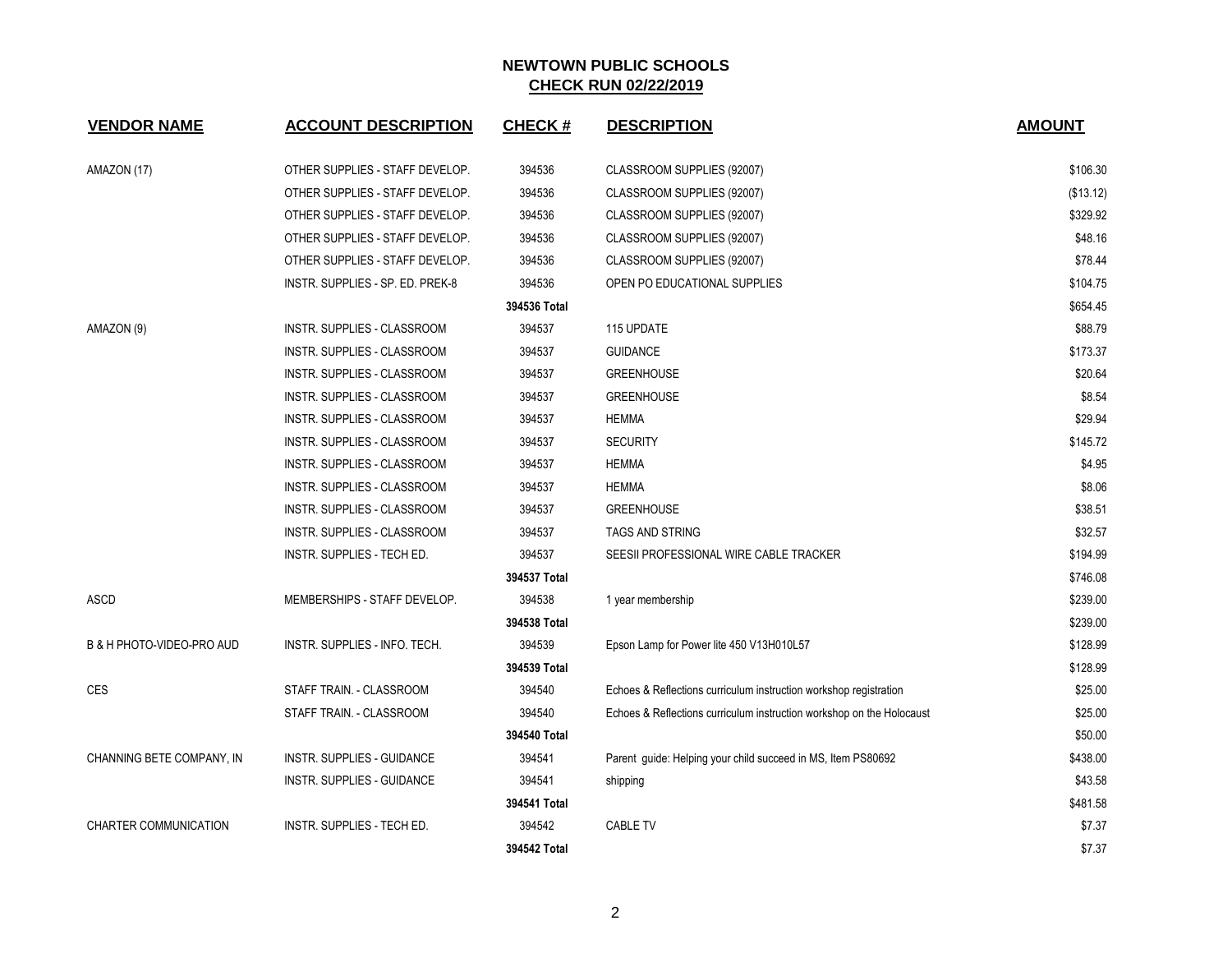# NEWTOWN PUBLIC SCHOOLS

## CHECK RUN 02/22/2019

| VENDOR NAME | ACCOUNT DESCRIPTION | CHECK # | DESCRIPTION | AMOUNT |
|---|---|---|---|---|
| AMAZON (17) | OTHER SUPPLIES - STAFF DEVELOP. | 394536 | CLASSROOM SUPPLIES (92007) | $106.30 |
| | OTHER SUPPLIES - STAFF DEVELOP. | 394536 | CLASSROOM SUPPLIES (92007) | ($13.12) |
| | OTHER SUPPLIES - STAFF DEVELOP. | 394536 | CLASSROOM SUPPLIES (92007) | $329.92 |
| | OTHER SUPPLIES - STAFF DEVELOP. | 394536 | CLASSROOM SUPPLIES (92007) | $48.16 |
| | OTHER SUPPLIES - STAFF DEVELOP. | 394536 | CLASSROOM SUPPLIES (92007) | $78.44 |
| | INSTR. SUPPLIES - SP. ED. PREK-8 | 394536 | OPEN PO EDUCATIONAL SUPPLIES | $104.75 |
| | | **394536 Total** | | $654.45 |
| AMAZON (9) | INSTR. SUPPLIES - CLASSROOM | 394537 | 115 UPDATE | $88.79 |
| | INSTR. SUPPLIES - CLASSROOM | 394537 | GUIDANCE | $173.37 |
| | INSTR. SUPPLIES - CLASSROOM | 394537 | GREENHOUSE | $20.64 |
| | INSTR. SUPPLIES - CLASSROOM | 394537 | GREENHOUSE | $8.54 |
| | INSTR. SUPPLIES - CLASSROOM | 394537 | HEMMA | $29.94 |
| | INSTR. SUPPLIES - CLASSROOM | 394537 | SECURITY | $145.72 |
| | INSTR. SUPPLIES - CLASSROOM | 394537 | HEMMA | $4.95 |
| | INSTR. SUPPLIES - CLASSROOM | 394537 | HEMMA | $8.06 |
| | INSTR. SUPPLIES - CLASSROOM | 394537 | GREENHOUSE | $38.51 |
| | INSTR. SUPPLIES - CLASSROOM | 394537 | TAGS AND STRING | $32.57 |
| | INSTR. SUPPLIES - TECH ED. | 394537 | SEESII PROFESSIONAL WIRE CABLE TRACKER | $194.99 |
| | | **394537 Total** | | $746.08 |
| ASCD | MEMBERSHIPS - STAFF DEVELOP. | 394538 | 1 year membership | $239.00 |
| | | **394538 Total** | | $239.00 |
| B & H PHOTO-VIDEO-PRO AUD | INSTR. SUPPLIES - INFO. TECH. | 394539 | Epson Lamp for Power lite 450 V13H010L57 | $128.99 |
| | | **394539 Total** | | $128.99 |
| CES | STAFF TRAIN. - CLASSROOM | 394540 | Echoes & Reflections curriculum instruction workshop registration | $25.00 |
| | STAFF TRAIN. - CLASSROOM | 394540 | Echoes & Reflections curriculum instruction workshop on the Holocaust | $25.00 |
| | | **394540 Total** | | $50.00 |
| CHANNING BETE COMPANY, IN | INSTR. SUPPLIES - GUIDANCE | 394541 | Parent guide: Helping your child succeed in MS, Item PS80692 | $438.00 |
| | INSTR. SUPPLIES - GUIDANCE | 394541 | shipping | $43.58 |
| | | **394541 Total** | | $481.58 |
| CHARTER COMMUNICATION | INSTR. SUPPLIES - TECH ED. | 394542 | CABLE TV | $7.37 |
| | | **394542 Total** | | $7.37 |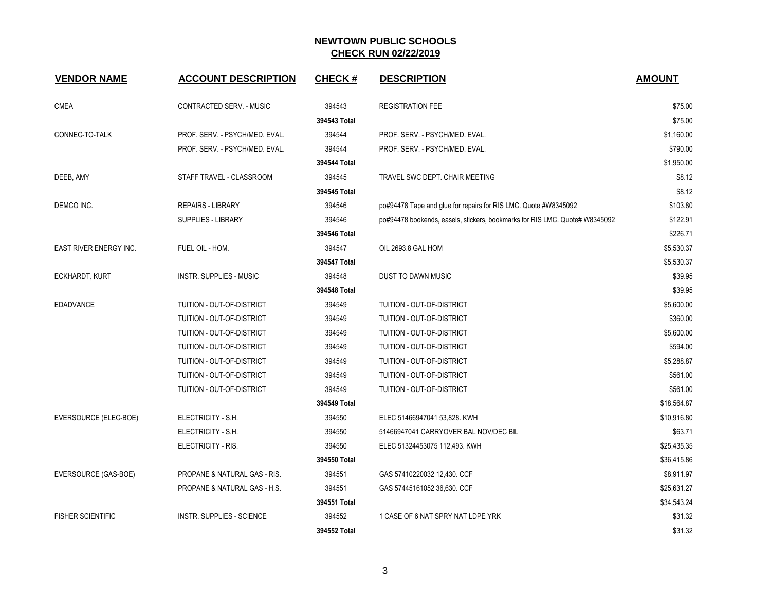# NEWTOWN PUBLIC SCHOOLS
## CHECK RUN 02/22/2019

| VENDOR NAME | ACCOUNT DESCRIPTION | CHECK # | DESCRIPTION | AMOUNT |
|---|---|---|---|---|
| CMEA | CONTRACTED SERV. - MUSIC | 394543 | REGISTRATION FEE | $75.00 |
| | | **394543 Total** | | $75.00 |
| CONNEC-TO-TALK | PROF. SERV. - PSYCH/MED. EVAL. | 394544 | PROF. SERV. - PSYCH/MED. EVAL. | $1,160.00 |
| | PROF. SERV. - PSYCH/MED. EVAL. | 394544 | PROF. SERV. - PSYCH/MED. EVAL. | $790.00 |
| | | **394544 Total** | | $1,950.00 |
| DEEB, AMY | STAFF TRAVEL - CLASSROOM | 394545 | TRAVEL SWC DEPT. CHAIR MEETING | $8.12 |
| | | **394545 Total** | | $8.12 |
| DEMCO INC. | REPAIRS - LIBRARY | 394546 | po#94478 Tape and glue for repairs for RIS LMC. Quote #W8345092 | $103.80 |
| | SUPPLIES - LIBRARY | 394546 | po#94478 bookends, easels, stickers, bookmarks for RIS LMC. Quote# W8345092 | $122.91 |
| | | **394546 Total** | | $226.71 |
| EAST RIVER ENERGY INC. | FUEL OIL - HOM. | 394547 | OIL 2693.8 GAL HOM | $5,530.37 |
| | | **394547 Total** | | $5,530.37 |
| ECKHARDT, KURT | INSTR. SUPPLIES - MUSIC | 394548 | DUST TO DAWN MUSIC | $39.95 |
| | | **394548 Total** | | $39.95 |
| EDADVANCE | TUITION - OUT-OF-DISTRICT | 394549 | TUITION - OUT-OF-DISTRICT | $5,600.00 |
| | TUITION - OUT-OF-DISTRICT | 394549 | TUITION - OUT-OF-DISTRICT | $360.00 |
| | TUITION - OUT-OF-DISTRICT | 394549 | TUITION - OUT-OF-DISTRICT | $5,600.00 |
| | TUITION - OUT-OF-DISTRICT | 394549 | TUITION - OUT-OF-DISTRICT | $594.00 |
| | TUITION - OUT-OF-DISTRICT | 394549 | TUITION - OUT-OF-DISTRICT | $5,288.87 |
| | TUITION - OUT-OF-DISTRICT | 394549 | TUITION - OUT-OF-DISTRICT | $561.00 |
| | TUITION - OUT-OF-DISTRICT | 394549 | TUITION - OUT-OF-DISTRICT | $561.00 |
| | | **394549 Total** | | $18,564.87 |
| EVERSOURCE (ELEC-BOE) | ELECTRICITY - S.H. | 394550 | ELEC 51466947041 53,828. KWH | $10,916.80 |
| | ELECTRICITY - S.H. | 394550 | 51466947041 CARRYOVER BAL NOV/DEC BIL | $63.71 |
| | ELECTRICITY - RIS. | 394550 | ELEC 51324453075 112,493. KWH | $25,435.35 |
| | | **394550 Total** | | $36,415.86 |
| EVERSOURCE (GAS-BOE) | PROPANE & NATURAL GAS - RIS. | 394551 | GAS 57410220032 12,430. CCF | $8,911.97 |
| | PROPANE & NATURAL GAS - H.S. | 394551 | GAS 57445161052 36,630. CCF | $25,631.27 |
| | | **394551 Total** | | $34,543.24 |
| FISHER SCIENTIFIC | INSTR. SUPPLIES - SCIENCE | 394552 | 1 CASE OF 6 NAT SPRY NAT LDPE YRK | $31.32 |
| | | **394552 Total** | | $31.32 |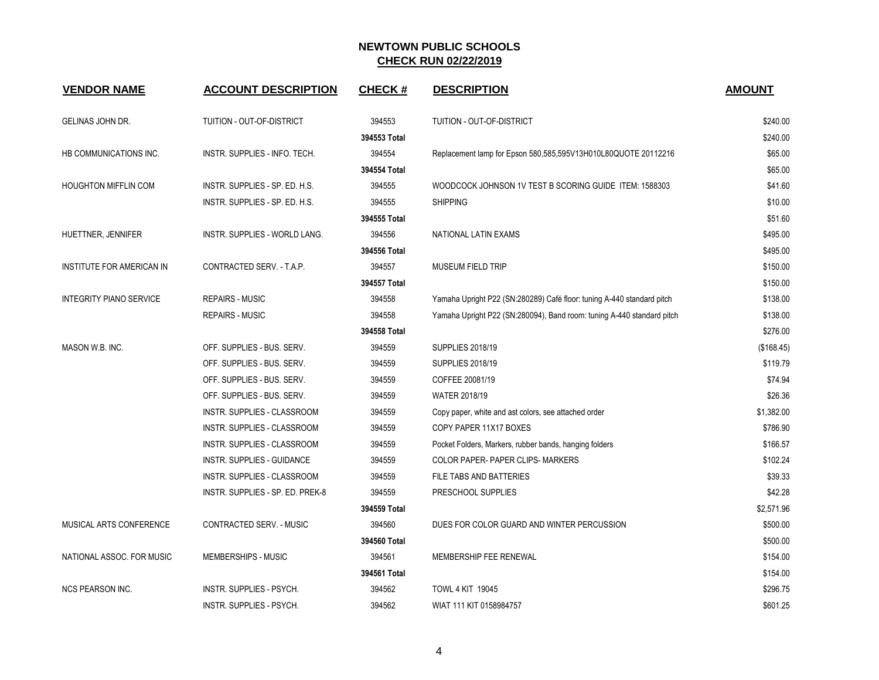# NEWTOWN PUBLIC SCHOOLS

## CHECK RUN 02/22/2019

| VENDOR NAME | ACCOUNT DESCRIPTION | CHECK # | DESCRIPTION | AMOUNT |
|---|---|---|---|---|
| GELINAS JOHN DR. | TUITION - OUT-OF-DISTRICT | 394553 | TUITION - OUT-OF-DISTRICT | $240.00 |
| | | **394553 Total** | | $240.00 |
| HB COMMUNICATIONS INC. | INSTR. SUPPLIES - INFO. TECH. | 394554 | Replacement lamp for Epson 580,585,595V13H010L80QUOTE 20112216 | $65.00 |
| | | **394554 Total** | | $65.00 |
| HOUGHTON MIFFLIN COM | INSTR. SUPPLIES - SP. ED. H.S. | 394555 | WOODCOCK JOHNSON 1V TEST B SCORING GUIDE ITEM: 1588303 | $41.60 |
| | INSTR. SUPPLIES - SP. ED. H.S. | 394555 | SHIPPING | $10.00 |
| | | **394555 Total** | | $51.60 |
| HUETTNER, JENNIFER | INSTR. SUPPLIES - WORLD LANG. | 394556 | NATIONAL LATIN EXAMS | $495.00 |
| | | **394556 Total** | | $495.00 |
| INSTITUTE FOR AMERICAN IN | CONTRACTED SERV. - T.A.P. | 394557 | MUSEUM FIELD TRIP | $150.00 |
| | | **394557 Total** | | $150.00 |
| INTEGRITY PIANO SERVICE | REPAIRS - MUSIC | 394558 | Yamaha Upright P22 (SN:280289) Café floor: tuning A-440 standard pitch | $138.00 |
| | REPAIRS - MUSIC | 394558 | Yamaha Upright P22 (SN:280094), Band room: tuning A-440 standard pitch | $138.00 |
| | | **394558 Total** | | $276.00 |
| MASON W.B. INC. | OFF. SUPPLIES - BUS. SERV. | 394559 | SUPPLIES 2018/19 | ($168.45) |
| | OFF. SUPPLIES - BUS. SERV. | 394559 | SUPPLIES 2018/19 | $119.79 |
| | OFF. SUPPLIES - BUS. SERV. | 394559 | COFFEE 20081/19 | $74.94 |
| | OFF. SUPPLIES - BUS. SERV. | 394559 | WATER 2018/19 | $26.36 |
| | INSTR. SUPPLIES - CLASSROOM | 394559 | Copy paper, white and ast colors, see attached order | $1,382.00 |
| | INSTR. SUPPLIES - CLASSROOM | 394559 | COPY PAPER 11X17 BOXES | $786.90 |
| | INSTR. SUPPLIES - CLASSROOM | 394559 | Pocket Folders, Markers, rubber bands, hanging folders | $166.57 |
| | INSTR. SUPPLIES - GUIDANCE | 394559 | COLOR PAPER- PAPER CLIPS- MARKERS | $102.24 |
| | INSTR. SUPPLIES - CLASSROOM | 394559 | FILE TABS AND BATTERIES | $39.33 |
| | INSTR. SUPPLIES - SP. ED. PREK-8 | 394559 | PRESCHOOL SUPPLIES | $42.28 |
| | | **394559 Total** | | $2,571.96 |
| MUSICAL ARTS CONFERENCE | CONTRACTED SERV. - MUSIC | 394560 | DUES FOR COLOR GUARD AND WINTER PERCUSSION | $500.00 |
| | | **394560 Total** | | $500.00 |
| NATIONAL ASSOC. FOR MUSIC | MEMBERSHIPS - MUSIC | 394561 | MEMBERSHIP FEE RENEWAL | $154.00 |
| | | **394561 Total** | | $154.00 |
| NCS PEARSON INC. | INSTR. SUPPLIES - PSYCH. | 394562 | TOWL 4 KIT 19045 | $296.75 |
| | INSTR. SUPPLIES - PSYCH. | 394562 | WIAT 111 KIT 0158984757 | $601.25 |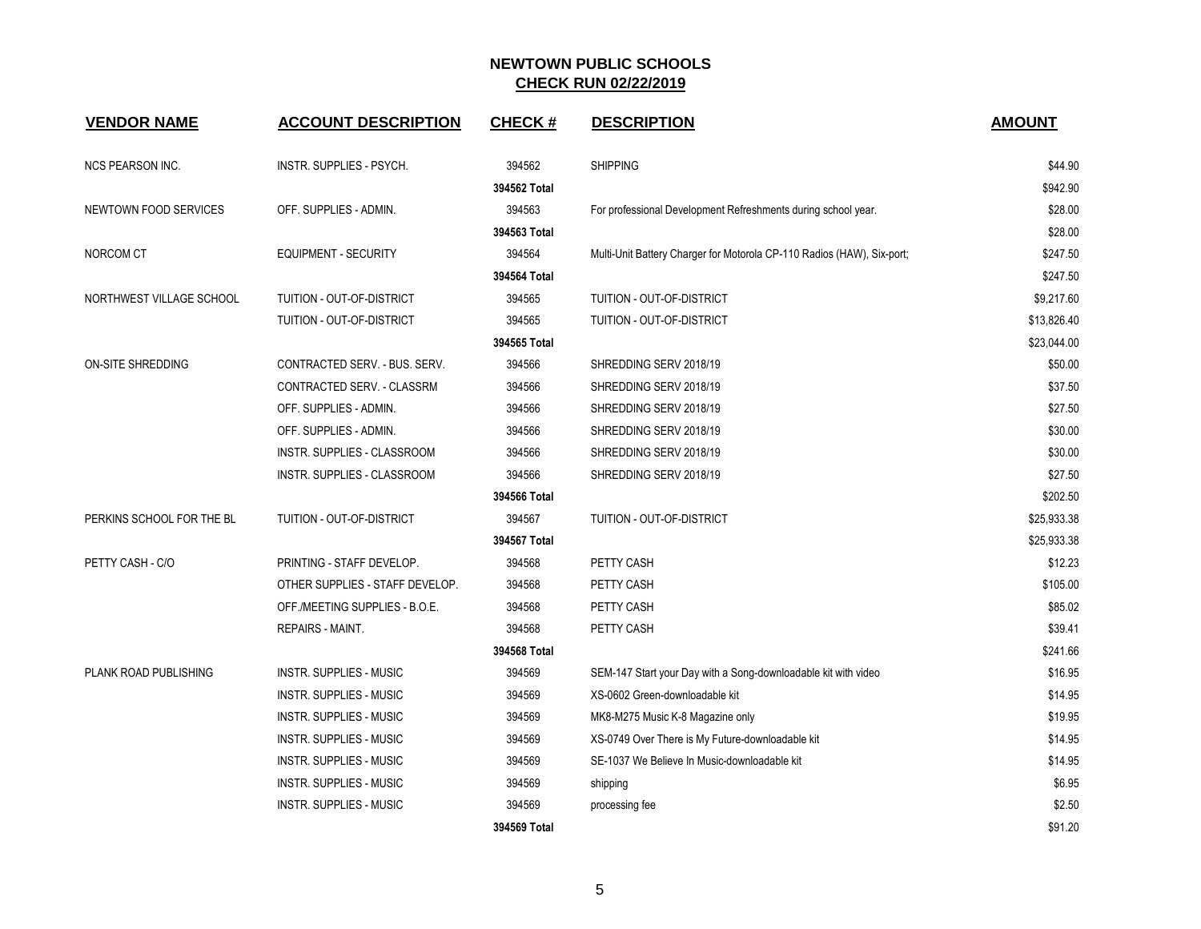# NEWTOWN PUBLIC SCHOOLS

## CHECK RUN 02/22/2019

| VENDOR NAME | ACCOUNT DESCRIPTION | CHECK # | DESCRIPTION | AMOUNT |
|---|---|---|---|---|
| NCS PEARSON INC. | INSTR. SUPPLIES - PSYCH. | 394562 | SHIPPING | $44.90 |
| | | 394562 Total | | $942.90 |
| NEWTOWN FOOD SERVICES | OFF. SUPPLIES - ADMIN. | 394563 | For professional Development Refreshments during school year. | $28.00 |
| | | 394563 Total | | $28.00 |
| NORCOM CT | EQUIPMENT - SECURITY | 394564 | Multi-Unit Battery Charger for Motorola CP-110 Radios (HAW), Six-port; | $247.50 |
| | | 394564 Total | | $247.50 |
| NORTHWEST VILLAGE SCHOOL | TUITION - OUT-OF-DISTRICT | 394565 | TUITION - OUT-OF-DISTRICT | $9,217.60 |
| | TUITION - OUT-OF-DISTRICT | 394565 | TUITION - OUT-OF-DISTRICT | $13,826.40 |
| | | 394565 Total | | $23,044.00 |
| ON-SITE SHREDDING | CONTRACTED SERV. - BUS. SERV. | 394566 | SHREDDING SERV 2018/19 | $50.00 |
| | CONTRACTED SERV. - CLASSRM | 394566 | SHREDDING SERV 2018/19 | $37.50 |
| | OFF. SUPPLIES - ADMIN. | 394566 | SHREDDING SERV 2018/19 | $27.50 |
| | OFF. SUPPLIES - ADMIN. | 394566 | SHREDDING SERV 2018/19 | $30.00 |
| | INSTR. SUPPLIES - CLASSROOM | 394566 | SHREDDING SERV 2018/19 | $30.00 |
| | INSTR. SUPPLIES - CLASSROOM | 394566 | SHREDDING SERV 2018/19 | $27.50 |
| | | 394566 Total | | $202.50 |
| PERKINS SCHOOL FOR THE BL | TUITION - OUT-OF-DISTRICT | 394567 | TUITION - OUT-OF-DISTRICT | $25,933.38 |
| | | 394567 Total | | $25,933.38 |
| PETTY CASH - C/O | PRINTING - STAFF DEVELOP. | 394568 | PETTY CASH | $12.23 |
| | OTHER SUPPLIES - STAFF DEVELOP. | 394568 | PETTY CASH | $105.00 |
| | OFF./MEETING SUPPLIES - B.O.E. | 394568 | PETTY CASH | $85.02 |
| | REPAIRS - MAINT. | 394568 | PETTY CASH | $39.41 |
| | | 394568 Total | | $241.66 |
| PLANK ROAD PUBLISHING | INSTR. SUPPLIES - MUSIC | 394569 | SEM-147 Start your Day with a Song-downloadable kit with video | $16.95 |
| | INSTR. SUPPLIES - MUSIC | 394569 | XS-0602 Green-downloadable kit | $14.95 |
| | INSTR. SUPPLIES - MUSIC | 394569 | MK8-M275 Music K-8 Magazine only | $19.95 |
| | INSTR. SUPPLIES - MUSIC | 394569 | XS-0749 Over There is My Future-downloadable kit | $14.95 |
| | INSTR. SUPPLIES - MUSIC | 394569 | SE-1037 We Believe In Music-downloadable kit | $14.95 |
| | INSTR. SUPPLIES - MUSIC | 394569 | shipping | $6.95 |
| | INSTR. SUPPLIES - MUSIC | 394569 | processing fee | $2.50 |
| | | 394569 Total | | $91.20 |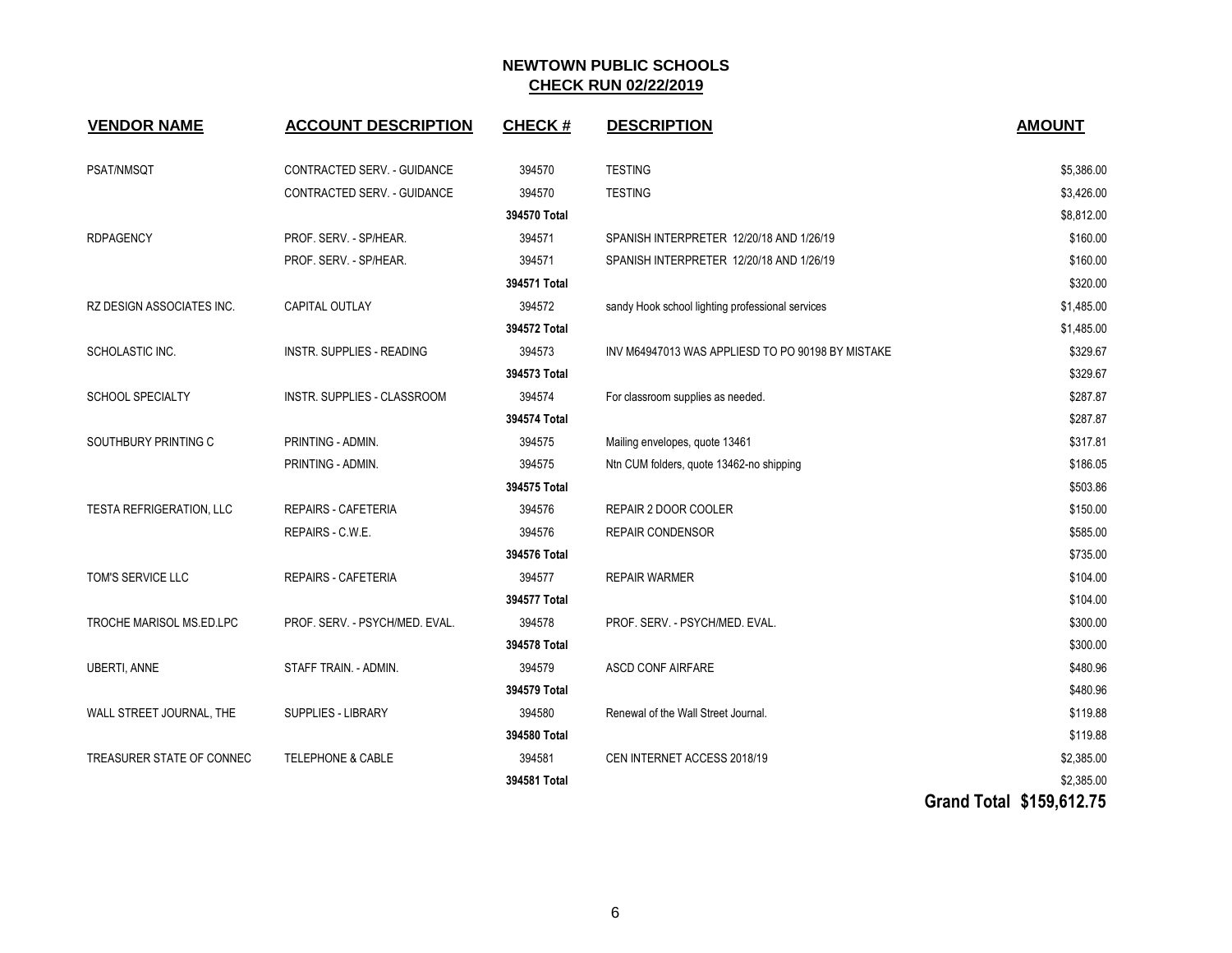# NEWTOWN PUBLIC SCHOOLS

## CHECK RUN 02/22/2019

| VENDOR NAME | ACCOUNT DESCRIPTION | CHECK # | DESCRIPTION | AMOUNT |
|---|---|---|---|---|
| PSAT/NMSQT | CONTRACTED SERV. - GUIDANCE | 394570 | TESTING | $5,386.00 |
| | CONTRACTED SERV. - GUIDANCE | 394570 | TESTING | $3,426.00 |
| | | **394570 Total** | | $8,812.00 |
| RDPAGENCY | PROF. SERV. - SP/HEAR. | 394571 | SPANISH INTERPRETER 12/20/18 AND 1/26/19 | $160.00 |
| | PROF. SERV. - SP/HEAR. | 394571 | SPANISH INTERPRETER 12/20/18 AND 1/26/19 | $160.00 |
| | | **394571 Total** | | $320.00 |
| RZ DESIGN ASSOCIATES INC. | CAPITAL OUTLAY | 394572 | sandy Hook school lighting professional services | $1,485.00 |
| | | **394572 Total** | | $1,485.00 |
| SCHOLASTIC INC. | INSTR. SUPPLIES - READING | 394573 | INV M64947013 WAS APPLIESD TO PO 90198 BY MISTAKE | $329.67 |
| | | **394573 Total** | | $329.67 |
| SCHOOL SPECIALTY | INSTR. SUPPLIES - CLASSROOM | 394574 | For classroom supplies as needed. | $287.87 |
| | | **394574 Total** | | $287.87 |
| SOUTHBURY PRINTING C | PRINTING - ADMIN. | 394575 | Mailing envelopes, quote 13461 | $317.81 |
| | PRINTING - ADMIN. | 394575 | Ntn CUM folders, quote 13462-no shipping | $186.05 |
| | | **394575 Total** | | $503.86 |
| TESTA REFRIGERATION, LLC | REPAIRS - CAFETERIA | 394576 | REPAIR 2 DOOR COOLER | $150.00 |
| | REPAIRS - C.W.E. | 394576 | REPAIR CONDENSOR | $585.00 |
| | | **394576 Total** | | $735.00 |
| TOM'S SERVICE LLC | REPAIRS - CAFETERIA | 394577 | REPAIR WARMER | $104.00 |
| | | **394577 Total** | | $104.00 |
| TROCHE MARISOL MS.ED.LPC | PROF. SERV. - PSYCH/MED. EVAL. | 394578 | PROF. SERV. - PSYCH/MED. EVAL. | $300.00 |
| | | **394578 Total** | | $300.00 |
| UBERTI, ANNE | STAFF TRAIN. - ADMIN. | 394579 | ASCD CONF AIRFARE | $480.96 |
| | | **394579 Total** | | $480.96 |
| WALL STREET JOURNAL, THE | SUPPLIES - LIBRARY | 394580 | Renewal of the Wall Street Journal. | $119.88 |
| | | **394580 Total** | | $119.88 |
| TREASURER STATE OF CONNEC | TELEPHONE & CABLE | 394581 | CEN INTERNET ACCESS 2018/19 | $2,385.00 |
| | | **394581 Total** | | $2,385.00 |
| | | | **Grand Total** | **$159,612.75** |